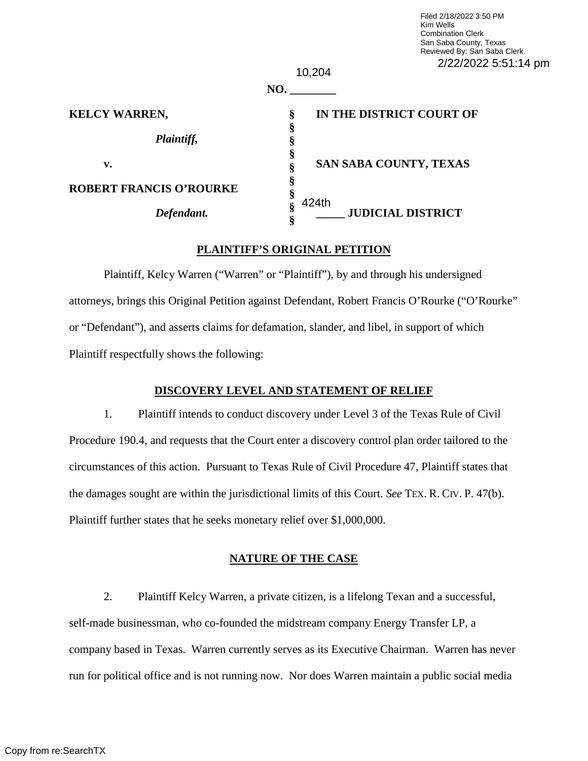Filed 2/18/2022 3:50 PM
Kim Wells
Combination Clerk
San Saba County, Texas
Reviewed By: San Saba Clerk
2/22/2022 5:51:14 pm

**NO. 10,204**

| | | |
|---|---|---|
| **KELCY WARREN,** | § | **IN THE DISTRICT COURT OF** |
| ***Plaintiff,*** | § | |
| | § | |
| **v.** | § | **SAN SABA COUNTY, TEXAS** |
| | § | |
| **ROBERT FRANCIS O'ROURKE** | § | |
| | § | |
| ***Defendant.*** | § | **424th JUDICIAL DISTRICT** |

## PLAINTIFF'S ORIGINAL PETITION

Plaintiff, Kelcy Warren ("Warren" or "Plaintiff"), by and through his undersigned attorneys, brings this Original Petition against Defendant, Robert Francis O'Rourke ("O'Rourke" or "Defendant"), and asserts claims for defamation, slander, and libel, in support of which Plaintiff respectfully shows the following:

## DISCOVERY LEVEL AND STATEMENT OF RELIEF

1. Plaintiff intends to conduct discovery under Level 3 of the Texas Rule of Civil Procedure 190.4, and requests that the Court enter a discovery control plan order tailored to the circumstances of this action. Pursuant to Texas Rule of Civil Procedure 47, Plaintiff states that the damages sought are within the jurisdictional limits of this Court. *See* TEX. R. CIV. P. 47(b). Plaintiff further states that he seeks monetary relief over $1,000,000.

## NATURE OF THE CASE

2. Plaintiff Kelcy Warren, a private citizen, is a lifelong Texan and a successful, self-made businessman, who co-founded the midstream company Energy Transfer LP, a company based in Texas. Warren currently serves as its Executive Chairman. Warren has never run for political office and is not running now. Nor does Warren maintain a public social media

Copy from re:SearchTX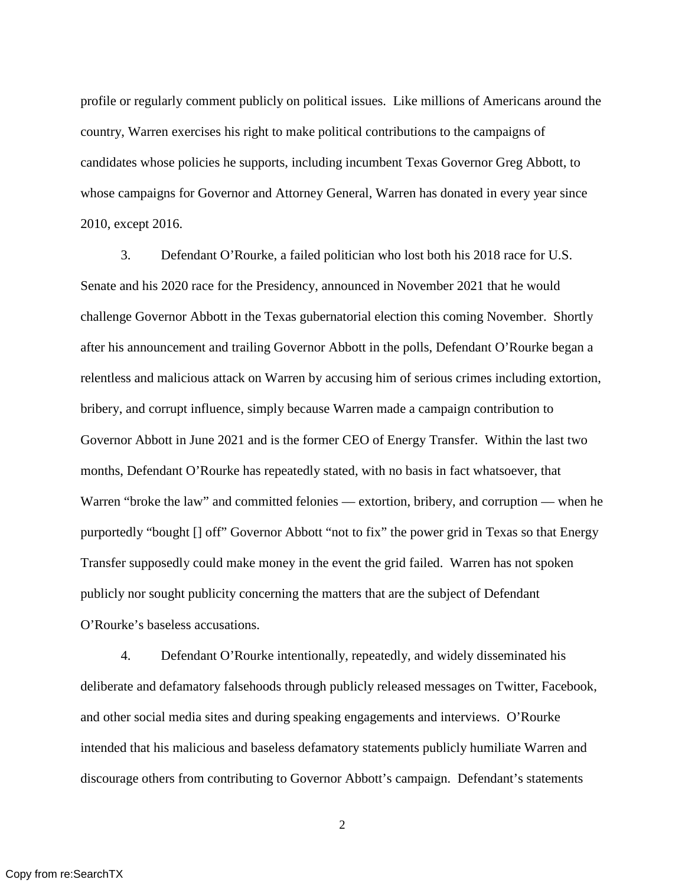profile or regularly comment publicly on political issues. Like millions of Americans around the country, Warren exercises his right to make political contributions to the campaigns of candidates whose policies he supports, including incumbent Texas Governor Greg Abbott, to whose campaigns for Governor and Attorney General, Warren has donated in every year since 2010, except 2016.

3. Defendant O'Rourke, a failed politician who lost both his 2018 race for U.S. Senate and his 2020 race for the Presidency, announced in November 2021 that he would challenge Governor Abbott in the Texas gubernatorial election this coming November. Shortly after his announcement and trailing Governor Abbott in the polls, Defendant O'Rourke began a relentless and malicious attack on Warren by accusing him of serious crimes including extortion, bribery, and corrupt influence, simply because Warren made a campaign contribution to Governor Abbott in June 2021 and is the former CEO of Energy Transfer. Within the last two months, Defendant O'Rourke has repeatedly stated, with no basis in fact whatsoever, that Warren "broke the law" and committed felonies — extortion, bribery, and corruption — when he purportedly "bought [] off" Governor Abbott "not to fix" the power grid in Texas so that Energy Transfer supposedly could make money in the event the grid failed. Warren has not spoken publicly nor sought publicity concerning the matters that are the subject of Defendant O'Rourke's baseless accusations.

4. Defendant O'Rourke intentionally, repeatedly, and widely disseminated his deliberate and defamatory falsehoods through publicly released messages on Twitter, Facebook, and other social media sites and during speaking engagements and interviews. O'Rourke intended that his malicious and baseless defamatory statements publicly humiliate Warren and discourage others from contributing to Governor Abbott's campaign. Defendant's statements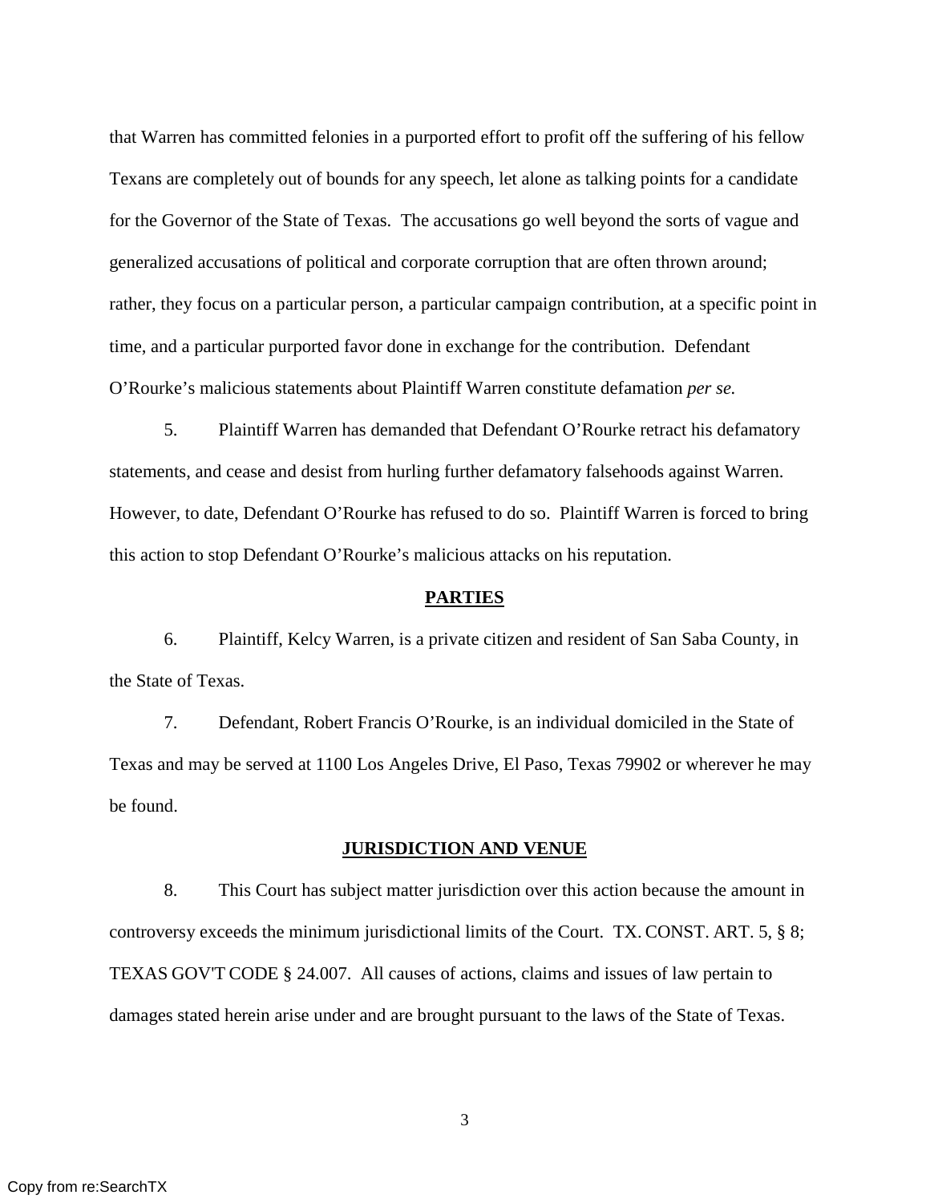that Warren has committed felonies in a purported effort to profit off the suffering of his fellow Texans are completely out of bounds for any speech, let alone as talking points for a candidate for the Governor of the State of Texas. The accusations go well beyond the sorts of vague and generalized accusations of political and corporate corruption that are often thrown around; rather, they focus on a particular person, a particular campaign contribution, at a specific point in time, and a particular purported favor done in exchange for the contribution. Defendant O'Rourke's malicious statements about Plaintiff Warren constitute defamation *per se.*

5. Plaintiff Warren has demanded that Defendant O'Rourke retract his defamatory statements, and cease and desist from hurling further defamatory falsehoods against Warren. However, to date, Defendant O'Rourke has refused to do so. Plaintiff Warren is forced to bring this action to stop Defendant O'Rourke's malicious attacks on his reputation.

## PARTIES

6. Plaintiff, Kelcy Warren, is a private citizen and resident of San Saba County, in the State of Texas.

7. Defendant, Robert Francis O'Rourke, is an individual domiciled in the State of Texas and may be served at 1100 Los Angeles Drive, El Paso, Texas 79902 or wherever he may be found.

## JURISDICTION AND VENUE

8. This Court has subject matter jurisdiction over this action because the amount in controversy exceeds the minimum jurisdictional limits of the Court. TX. CONST. ART. 5, § 8; TEXAS GOV'T CODE § 24.007. All causes of actions, claims and issues of law pertain to damages stated herein arise under and are brought pursuant to the laws of the State of Texas.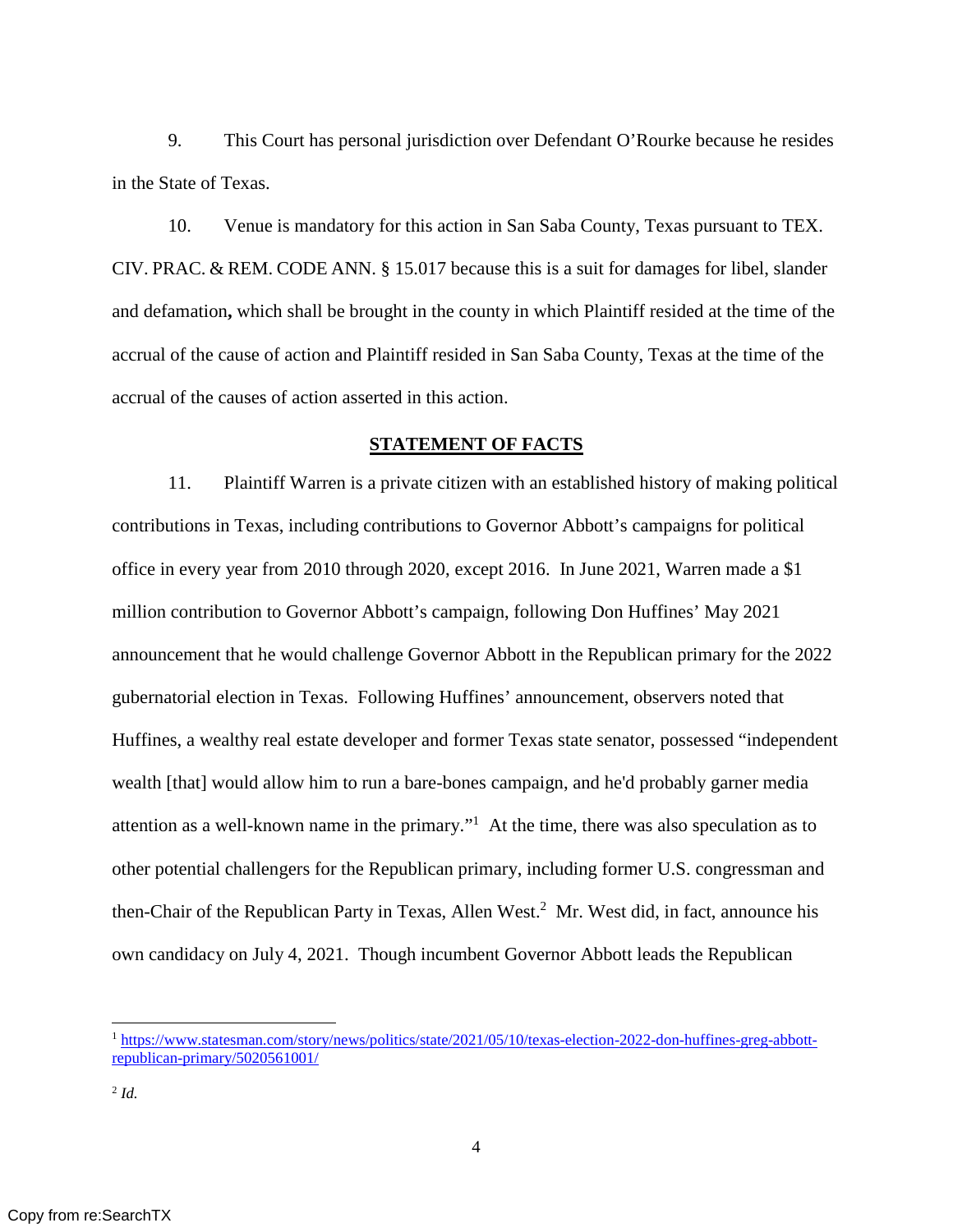9. This Court has personal jurisdiction over Defendant O'Rourke because he resides in the State of Texas.

10. Venue is mandatory for this action in San Saba County, Texas pursuant to TEX. CIV. PRAC. & REM. CODE ANN. § 15.017 because this is a suit for damages for libel, slander and defamation**,** which shall be brought in the county in which Plaintiff resided at the time of the accrual of the cause of action and Plaintiff resided in San Saba County, Texas at the time of the accrual of the causes of action asserted in this action.

## STATEMENT OF FACTS

11. Plaintiff Warren is a private citizen with an established history of making political contributions in Texas, including contributions to Governor Abbott's campaigns for political office in every year from 2010 through 2020, except 2016. In June 2021, Warren made a $1 million contribution to Governor Abbott's campaign, following Don Huffines' May 2021 announcement that he would challenge Governor Abbott in the Republican primary for the 2022 gubernatorial election in Texas. Following Huffines' announcement, observers noted that Huffines, a wealthy real estate developer and former Texas state senator, possessed "independent wealth [that] would allow him to run a bare-bones campaign, and he'd probably garner media attention as a well-known name in the primary."[1] At the time, there was also speculation as to other potential challengers for the Republican primary, including former U.S. congressman and then-Chair of the Republican Party in Texas, Allen West.[2] Mr. West did, in fact, announce his own candidacy on July 4, 2021. Though incumbent Governor Abbott leads the Republican

---

[1] https://www.statesman.com/story/news/politics/state/2021/05/10/texas-election-2022-don-huffines-greg-abbott-republican-primary/5020561001/

[2] *Id.*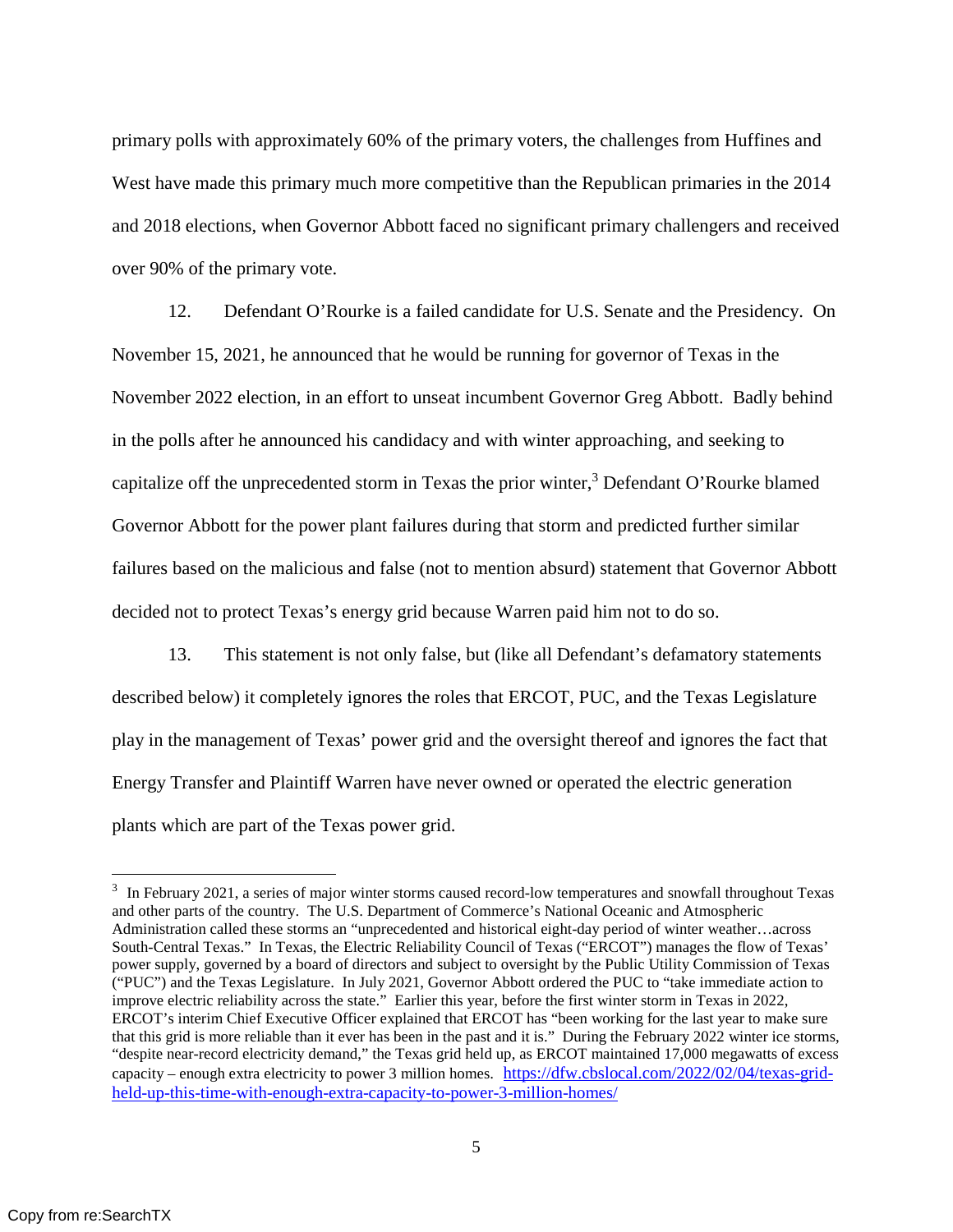primary polls with approximately 60% of the primary voters, the challenges from Huffines and West have made this primary much more competitive than the Republican primaries in the 2014 and 2018 elections, when Governor Abbott faced no significant primary challengers and received over 90% of the primary vote.

12. Defendant O'Rourke is a failed candidate for U.S. Senate and the Presidency. On November 15, 2021, he announced that he would be running for governor of Texas in the November 2022 election, in an effort to unseat incumbent Governor Greg Abbott. Badly behind in the polls after he announced his candidacy and with winter approaching, and seeking to capitalize off the unprecedented storm in Texas the prior winter,[3] Defendant O'Rourke blamed Governor Abbott for the power plant failures during that storm and predicted further similar failures based on the malicious and false (not to mention absurd) statement that Governor Abbott decided not to protect Texas's energy grid because Warren paid him not to do so.

13. This statement is not only false, but (like all Defendant's defamatory statements described below) it completely ignores the roles that ERCOT, PUC, and the Texas Legislature play in the management of Texas' power grid and the oversight thereof and ignores the fact that Energy Transfer and Plaintiff Warren have never owned or operated the electric generation plants which are part of the Texas power grid.

---

[3] In February 2021, a series of major winter storms caused record-low temperatures and snowfall throughout Texas and other parts of the country. The U.S. Department of Commerce's National Oceanic and Atmospheric Administration called these storms an "unprecedented and historical eight-day period of winter weather…across South-Central Texas." In Texas, the Electric Reliability Council of Texas ("ERCOT") manages the flow of Texas' power supply, governed by a board of directors and subject to oversight by the Public Utility Commission of Texas ("PUC") and the Texas Legislature. In July 2021, Governor Abbott ordered the PUC to "take immediate action to improve electric reliability across the state." Earlier this year, before the first winter storm in Texas in 2022, ERCOT's interim Chief Executive Officer explained that ERCOT has "been working for the last year to make sure that this grid is more reliable than it ever has been in the past and it is." During the February 2022 winter ice storms, "despite near-record electricity demand," the Texas grid held up, as ERCOT maintained 17,000 megawatts of excess capacity – enough extra electricity to power 3 million homes. https://dfw.cbslocal.com/2022/02/04/texas-grid-held-up-this-time-with-enough-extra-capacity-to-power-3-million-homes/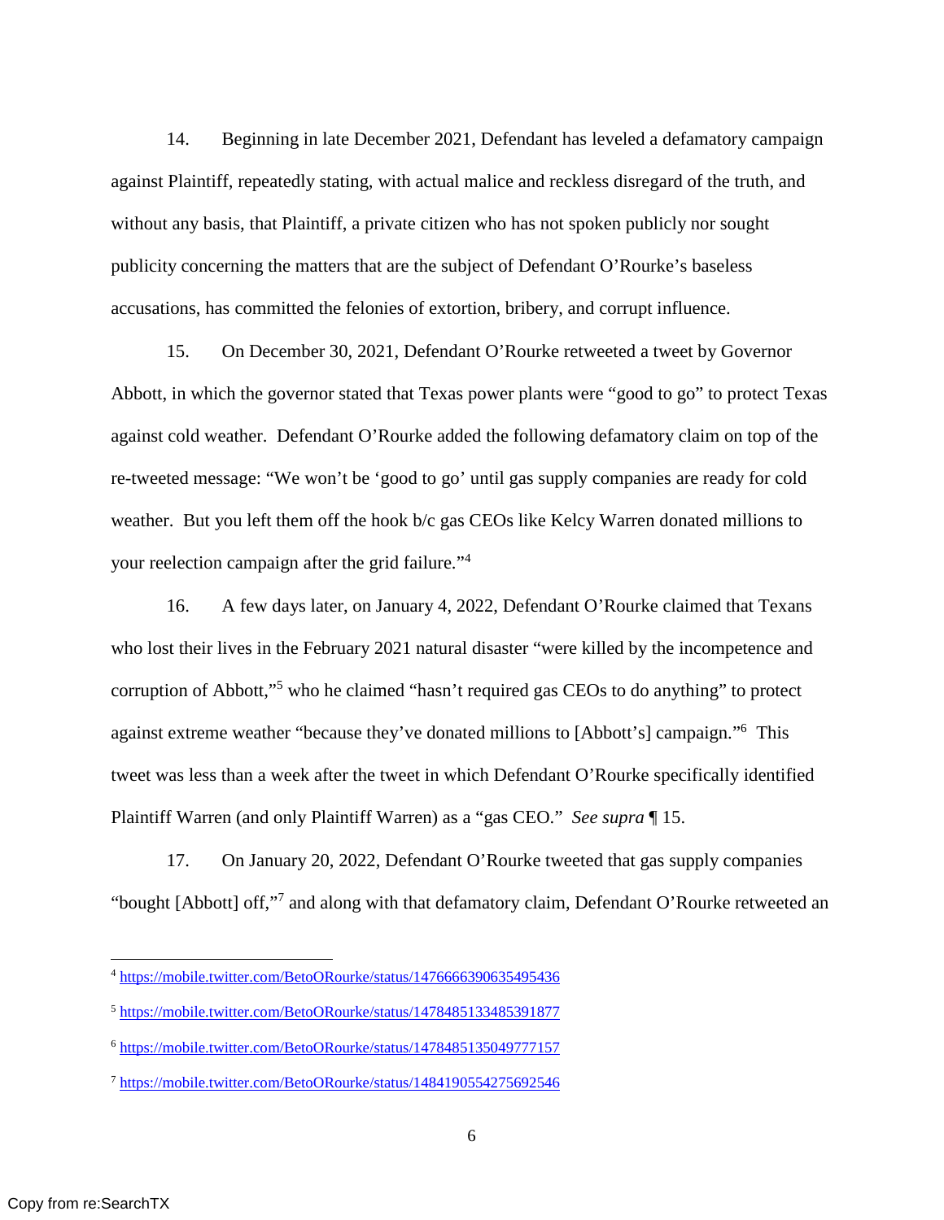14. Beginning in late December 2021, Defendant has leveled a defamatory campaign against Plaintiff, repeatedly stating, with actual malice and reckless disregard of the truth, and without any basis, that Plaintiff, a private citizen who has not spoken publicly nor sought publicity concerning the matters that are the subject of Defendant O'Rourke's baseless accusations, has committed the felonies of extortion, bribery, and corrupt influence.

15. On December 30, 2021, Defendant O'Rourke retweeted a tweet by Governor Abbott, in which the governor stated that Texas power plants were "good to go" to protect Texas against cold weather. Defendant O'Rourke added the following defamatory claim on top of the re-tweeted message: "We won't be 'good to go' until gas supply companies are ready for cold weather. But you left them off the hook b/c gas CEOs like Kelcy Warren donated millions to your reelection campaign after the grid failure."[4]

16. A few days later, on January 4, 2022, Defendant O'Rourke claimed that Texans who lost their lives in the February 2021 natural disaster "were killed by the incompetence and corruption of Abbott,"[5] who he claimed "hasn't required gas CEOs to do anything" to protect against extreme weather "because they've donated millions to [Abbott's] campaign."[6] This tweet was less than a week after the tweet in which Defendant O'Rourke specifically identified Plaintiff Warren (and only Plaintiff Warren) as a "gas CEO." *See supra* ¶ 15.

17. On January 20, 2022, Defendant O'Rourke tweeted that gas supply companies "bought [Abbott] off,"[7] and along with that defamatory claim, Defendant O'Rourke retweeted an

---

[4] https://mobile.twitter.com/BetoORourke/status/1476663906354954 36

[5] https://mobile.twitter.com/BetoORourke/status/1478485133485391877

[6] https://mobile.twitter.com/BetoORourke/status/1478485135049777157

[7] https://mobile.twitter.com/BetoORourke/status/1484190554275692546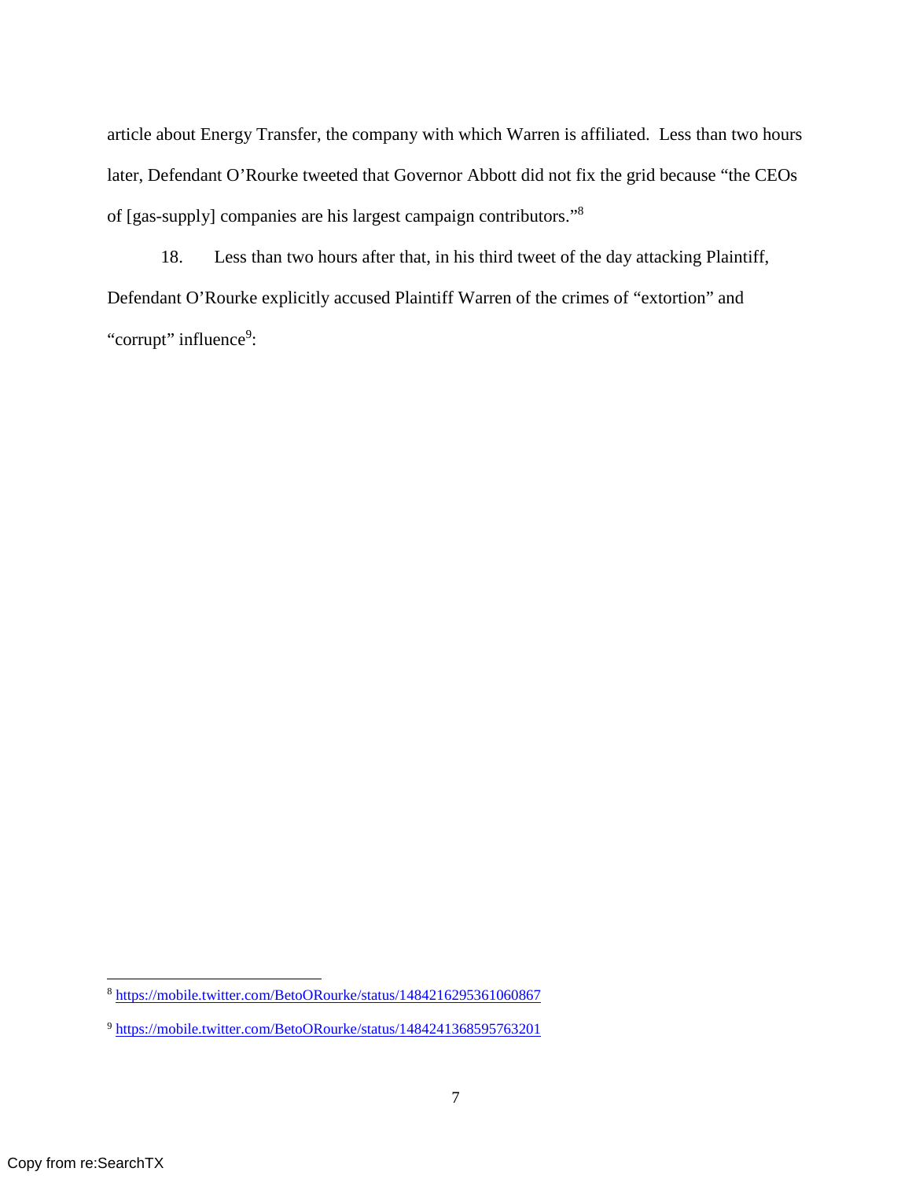article about Energy Transfer, the company with which Warren is affiliated. Less than two hours later, Defendant O'Rourke tweeted that Governor Abbott did not fix the grid because "the CEOs of [gas-supply] companies are his largest campaign contributors."[8]

18. Less than two hours after that, in his third tweet of the day attacking Plaintiff, Defendant O'Rourke explicitly accused Plaintiff Warren of the crimes of "extortion" and "corrupt" influence[9]:

---

[8] https://mobile.twitter.com/BetoORourke/status/1484216295361060867

[9] https://mobile.twitter.com/BetoORourke/status/1484241368595763201

Copy from re:SearchTX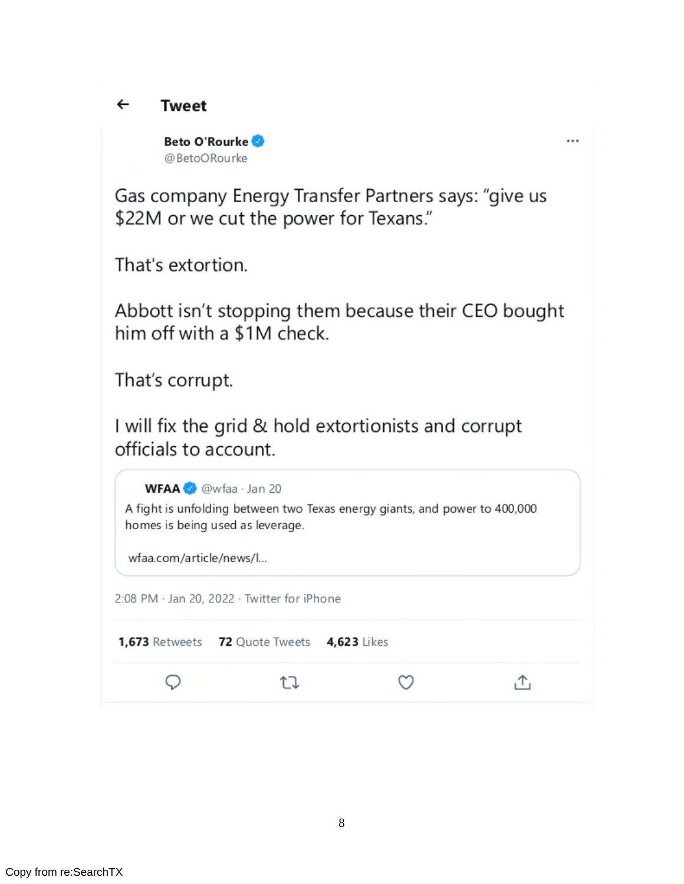**Tweet**

**Beto O'Rourke**
@BetoORourke

Gas company Energy Transfer Partners says: "give us $22M or we cut the power for Texans."

That's extortion.

Abbott isn't stopping them because their CEO bought him off with a $1M check.

That's corrupt.

I will fix the grid & hold extortionists and corrupt officials to account.

> **WFAA** @wfaa · Jan 20
>
> A fight is unfolding between two Texas energy giants, and power to 400,000 homes is being used as leverage.
>
> wfaa.com/article/news/l...

2:08 PM · Jan 20, 2022 · Twitter for iPhone

**1,673** Retweets **72** Quote Tweets **4,623** Likes

Copy from re:SearchTX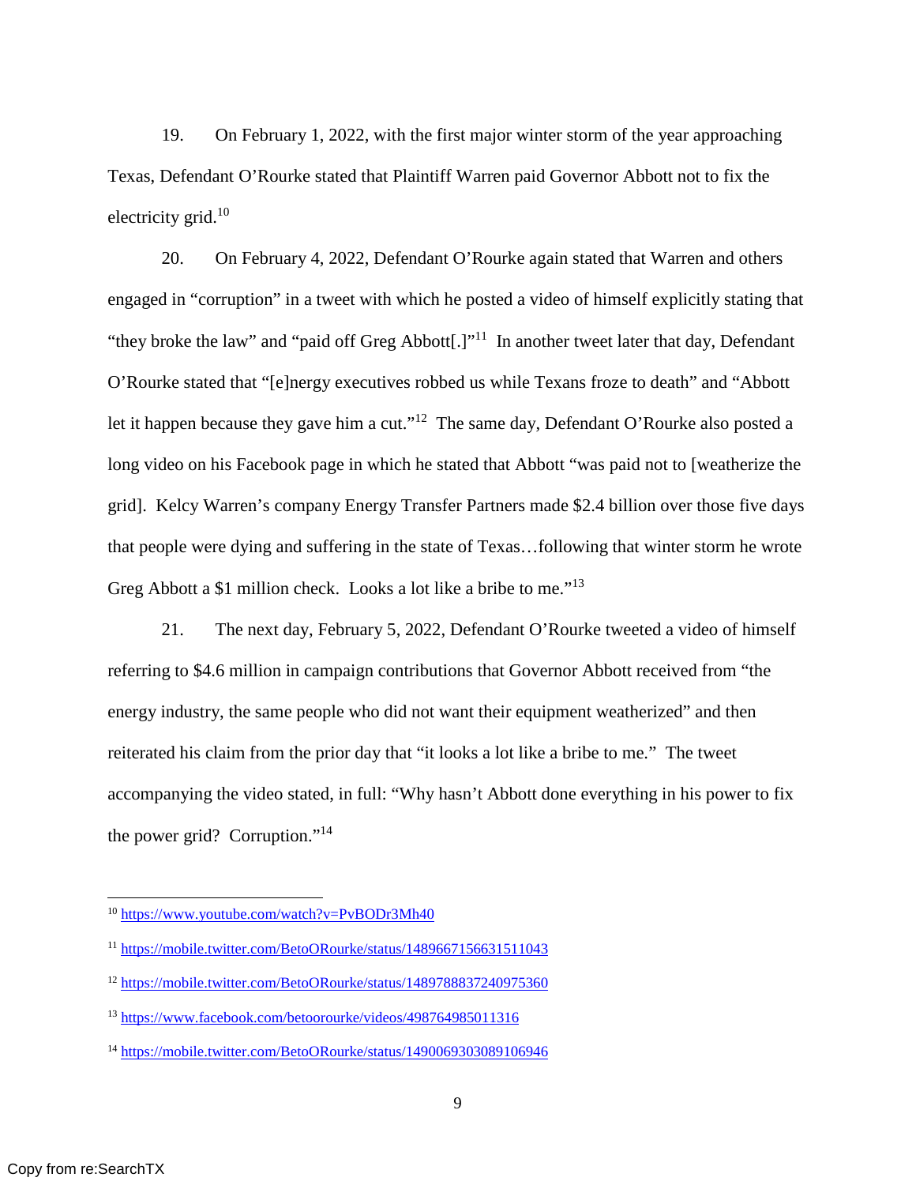19. On February 1, 2022, with the first major winter storm of the year approaching Texas, Defendant O'Rourke stated that Plaintiff Warren paid Governor Abbott not to fix the electricity grid.[10]

20. On February 4, 2022, Defendant O'Rourke again stated that Warren and others engaged in "corruption" in a tweet with which he posted a video of himself explicitly stating that "they broke the law" and "paid off Greg Abbott[.]"[11] In another tweet later that day, Defendant O'Rourke stated that "[e]nergy executives robbed us while Texans froze to death" and "Abbott let it happen because they gave him a cut."[12] The same day, Defendant O'Rourke also posted a long video on his Facebook page in which he stated that Abbott "was paid not to [weatherize the grid]. Kelcy Warren's company Energy Transfer Partners made $2.4 billion over those five days that people were dying and suffering in the state of Texas…following that winter storm he wrote Greg Abbott a $1 million check. Looks a lot like a bribe to me."[13]

21. The next day, February 5, 2022, Defendant O'Rourke tweeted a video of himself referring to $4.6 million in campaign contributions that Governor Abbott received from "the energy industry, the same people who did not want their equipment weatherized" and then reiterated his claim from the prior day that "it looks a lot like a bribe to me." The tweet accompanying the video stated, in full: "Why hasn't Abbott done everything in his power to fix the power grid? Corruption."[14]

---

[10] https://www.youtube.com/watch?v=PvBODr3Mh40

[11] https://mobile.twitter.com/BetoORourke/status/1489667156631511043

[12] https://mobile.twitter.com/BetoORourke/status/1489788837240975360

[13] https://www.facebook.com/betoorourke/videos/498764985011316

[14] https://mobile.twitter.com/BetoORourke/status/1490069303089106946

Copy from re:SearchTX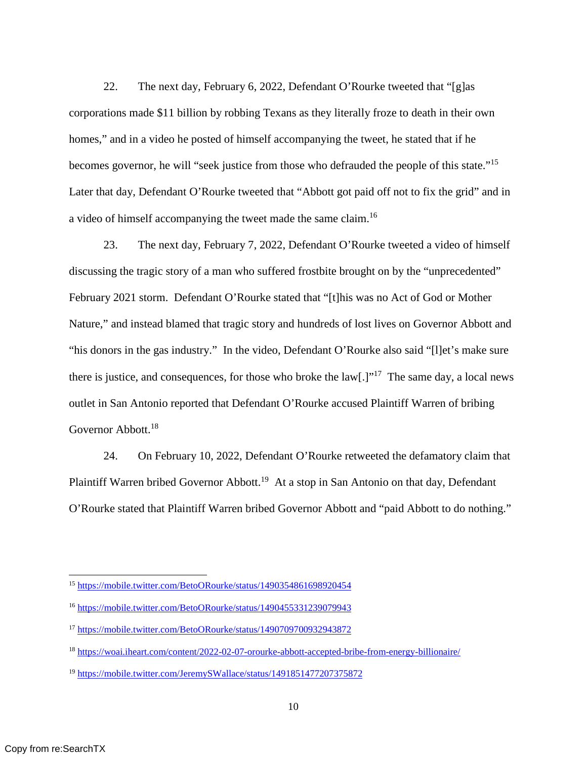22. The next day, February 6, 2022, Defendant O'Rourke tweeted that "[g]as corporations made $11 billion by robbing Texans as they literally froze to death in their own homes," and in a video he posted of himself accompanying the tweet, he stated that if he becomes governor, he will "seek justice from those who defrauded the people of this state."[15] Later that day, Defendant O'Rourke tweeted that "Abbott got paid off not to fix the grid" and in a video of himself accompanying the tweet made the same claim.[16]

23. The next day, February 7, 2022, Defendant O'Rourke tweeted a video of himself discussing the tragic story of a man who suffered frostbite brought on by the "unprecedented" February 2021 storm. Defendant O'Rourke stated that "[t]his was no Act of God or Mother Nature," and instead blamed that tragic story and hundreds of lost lives on Governor Abbott and "his donors in the gas industry." In the video, Defendant O'Rourke also said "[l]et's make sure there is justice, and consequences, for those who broke the law[.]"[17] The same day, a local news outlet in San Antonio reported that Defendant O'Rourke accused Plaintiff Warren of bribing Governor Abbott.[18]

24. On February 10, 2022, Defendant O'Rourke retweeted the defamatory claim that Plaintiff Warren bribed Governor Abbott.[19] At a stop in San Antonio on that day, Defendant O'Rourke stated that Plaintiff Warren bribed Governor Abbott and "paid Abbott to do nothing."

---

[15] https://mobile.twitter.com/BetoORourke/status/1490354861698920454

[16] https://mobile.twitter.com/BetoORourke/status/1490455331239079943

[17] https://mobile.twitter.com/BetoORourke/status/1490709700932943872

[18] https://woai.iheart.com/content/2022-02-07-orourke-abbott-accepted-bribe-from-energy-billionaire/

[19] https://mobile.twitter.com/JeremySWallace/status/1491851477207375872

Copy from re:SearchTX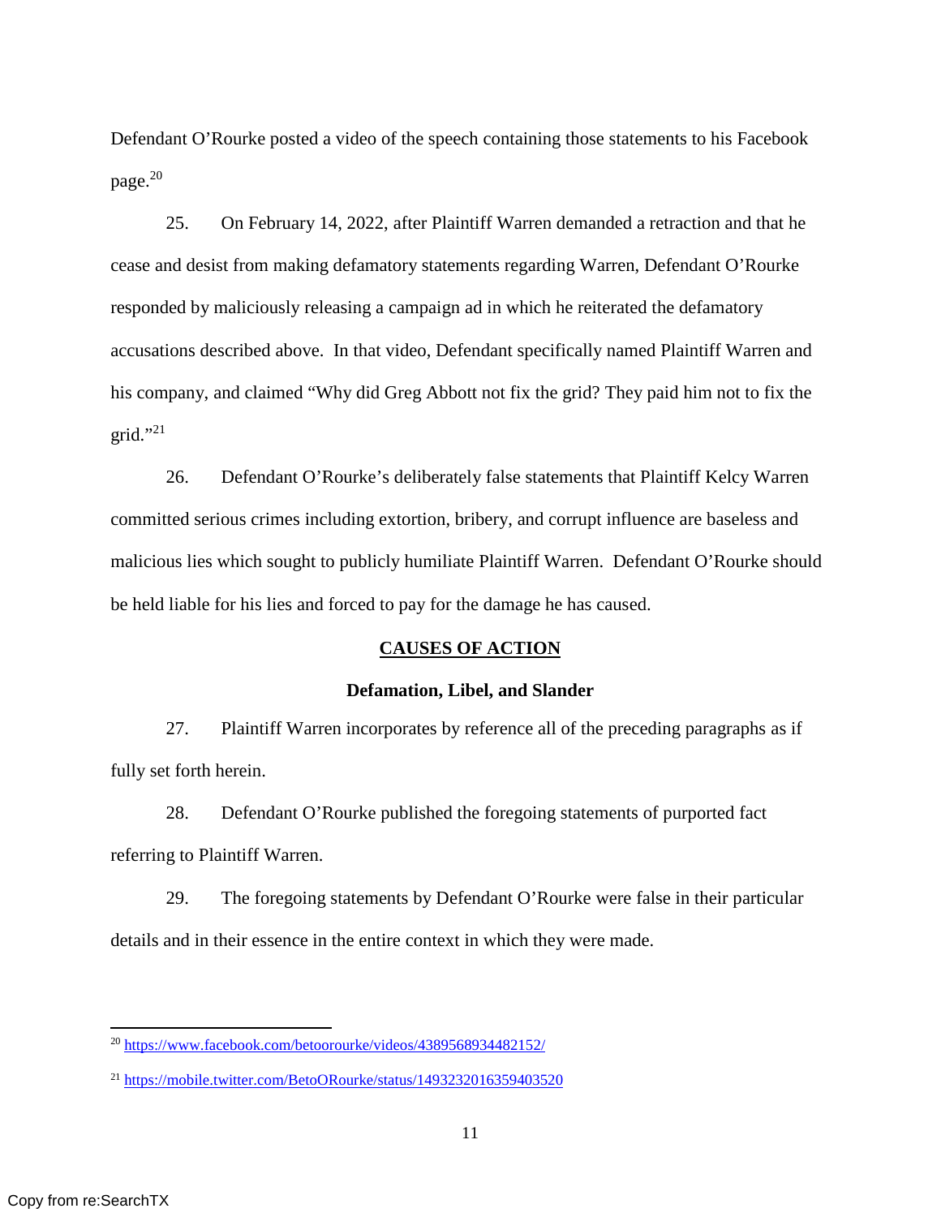Defendant O'Rourke posted a video of the speech containing those statements to his Facebook page.[20]

25. On February 14, 2022, after Plaintiff Warren demanded a retraction and that he cease and desist from making defamatory statements regarding Warren, Defendant O'Rourke responded by maliciously releasing a campaign ad in which he reiterated the defamatory accusations described above. In that video, Defendant specifically named Plaintiff Warren and his company, and claimed "Why did Greg Abbott not fix the grid? They paid him not to fix the grid."[21]

26. Defendant O'Rourke's deliberately false statements that Plaintiff Kelcy Warren committed serious crimes including extortion, bribery, and corrupt influence are baseless and malicious lies which sought to publicly humiliate Plaintiff Warren. Defendant O'Rourke should be held liable for his lies and forced to pay for the damage he has caused.

## CAUSES OF ACTION

### Defamation, Libel, and Slander

27. Plaintiff Warren incorporates by reference all of the preceding paragraphs as if fully set forth herein.

28. Defendant O'Rourke published the foregoing statements of purported fact referring to Plaintiff Warren.

29. The foregoing statements by Defendant O'Rourke were false in their particular details and in their essence in the entire context in which they were made.

---

[20] https://www.facebook.com/betoorourke/videos/4389568934482152/

[21] https://mobile.twitter.com/BetoORourke/status/1493232016359403520

Copy from re:SearchTX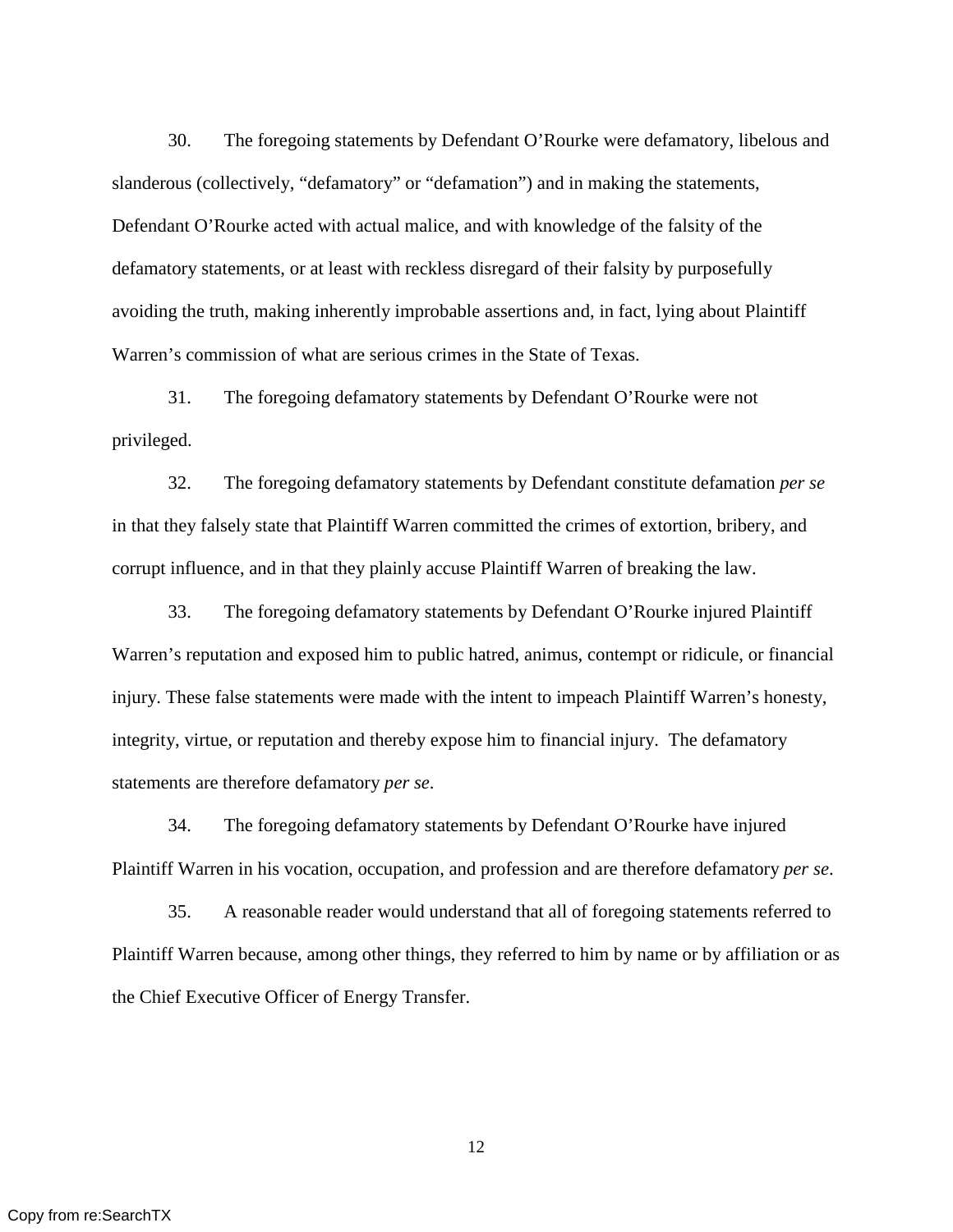30. The foregoing statements by Defendant O'Rourke were defamatory, libelous and slanderous (collectively, "defamatory" or "defamation") and in making the statements, Defendant O'Rourke acted with actual malice, and with knowledge of the falsity of the defamatory statements, or at least with reckless disregard of their falsity by purposefully avoiding the truth, making inherently improbable assertions and, in fact, lying about Plaintiff Warren's commission of what are serious crimes in the State of Texas.

31. The foregoing defamatory statements by Defendant O'Rourke were not privileged.

32. The foregoing defamatory statements by Defendant constitute defamation *per se* in that they falsely state that Plaintiff Warren committed the crimes of extortion, bribery, and corrupt influence, and in that they plainly accuse Plaintiff Warren of breaking the law.

33. The foregoing defamatory statements by Defendant O'Rourke injured Plaintiff Warren's reputation and exposed him to public hatred, animus, contempt or ridicule, or financial injury. These false statements were made with the intent to impeach Plaintiff Warren's honesty, integrity, virtue, or reputation and thereby expose him to financial injury. The defamatory statements are therefore defamatory *per se*.

34. The foregoing defamatory statements by Defendant O'Rourke have injured Plaintiff Warren in his vocation, occupation, and profession and are therefore defamatory *per se*.

35. A reasonable reader would understand that all of foregoing statements referred to Plaintiff Warren because, among other things, they referred to him by name or by affiliation or as the Chief Executive Officer of Energy Transfer.

Copy from re:SearchTX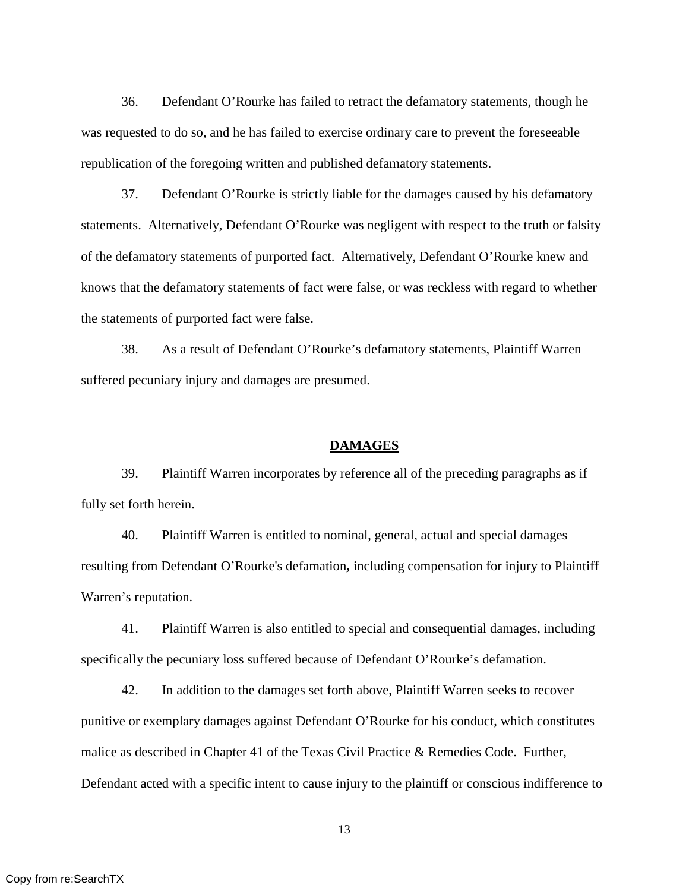36. Defendant O'Rourke has failed to retract the defamatory statements, though he was requested to do so, and he has failed to exercise ordinary care to prevent the foreseeable republication of the foregoing written and published defamatory statements.

37. Defendant O'Rourke is strictly liable for the damages caused by his defamatory statements. Alternatively, Defendant O'Rourke was negligent with respect to the truth or falsity of the defamatory statements of purported fact. Alternatively, Defendant O'Rourke knew and knows that the defamatory statements of fact were false, or was reckless with regard to whether the statements of purported fact were false.

38. As a result of Defendant O'Rourke's defamatory statements, Plaintiff Warren suffered pecuniary injury and damages are presumed.

## DAMAGES

39. Plaintiff Warren incorporates by reference all of the preceding paragraphs as if fully set forth herein.

40. Plaintiff Warren is entitled to nominal, general, actual and special damages resulting from Defendant O'Rourke's defamation**,** including compensation for injury to Plaintiff Warren's reputation.

41. Plaintiff Warren is also entitled to special and consequential damages, including specifically the pecuniary loss suffered because of Defendant O'Rourke's defamation.

42. In addition to the damages set forth above, Plaintiff Warren seeks to recover punitive or exemplary damages against Defendant O'Rourke for his conduct, which constitutes malice as described in Chapter 41 of the Texas Civil Practice & Remedies Code. Further, Defendant acted with a specific intent to cause injury to the plaintiff or conscious indifference to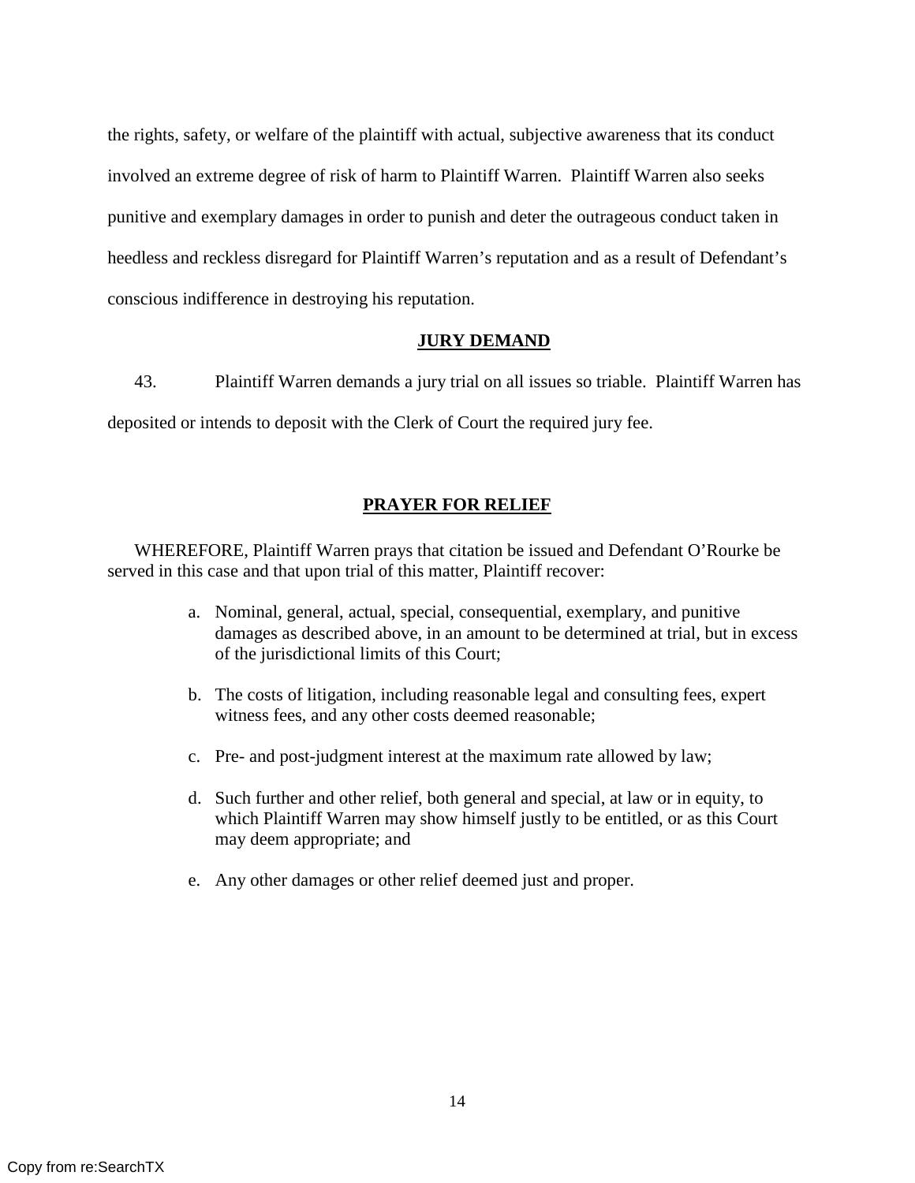the rights, safety, or welfare of the plaintiff with actual, subjective awareness that its conduct involved an extreme degree of risk of harm to Plaintiff Warren. Plaintiff Warren also seeks punitive and exemplary damages in order to punish and deter the outrageous conduct taken in heedless and reckless disregard for Plaintiff Warren's reputation and as a result of Defendant's conscious indifference in destroying his reputation.

## **JURY DEMAND**

43. Plaintiff Warren demands a jury trial on all issues so triable. Plaintiff Warren has deposited or intends to deposit with the Clerk of Court the required jury fee.

## **PRAYER FOR RELIEF**

WHEREFORE, Plaintiff Warren prays that citation be issued and Defendant O'Rourke be served in this case and that upon trial of this matter, Plaintiff recover:

a. Nominal, general, actual, special, consequential, exemplary, and punitive damages as described above, in an amount to be determined at trial, but in excess of the jurisdictional limits of this Court;

b. The costs of litigation, including reasonable legal and consulting fees, expert witness fees, and any other costs deemed reasonable;

c. Pre- and post-judgment interest at the maximum rate allowed by law;

d. Such further and other relief, both general and special, at law or in equity, to which Plaintiff Warren may show himself justly to be entitled, or as this Court may deem appropriate; and

e. Any other damages or other relief deemed just and proper.

Copy from re:SearchTX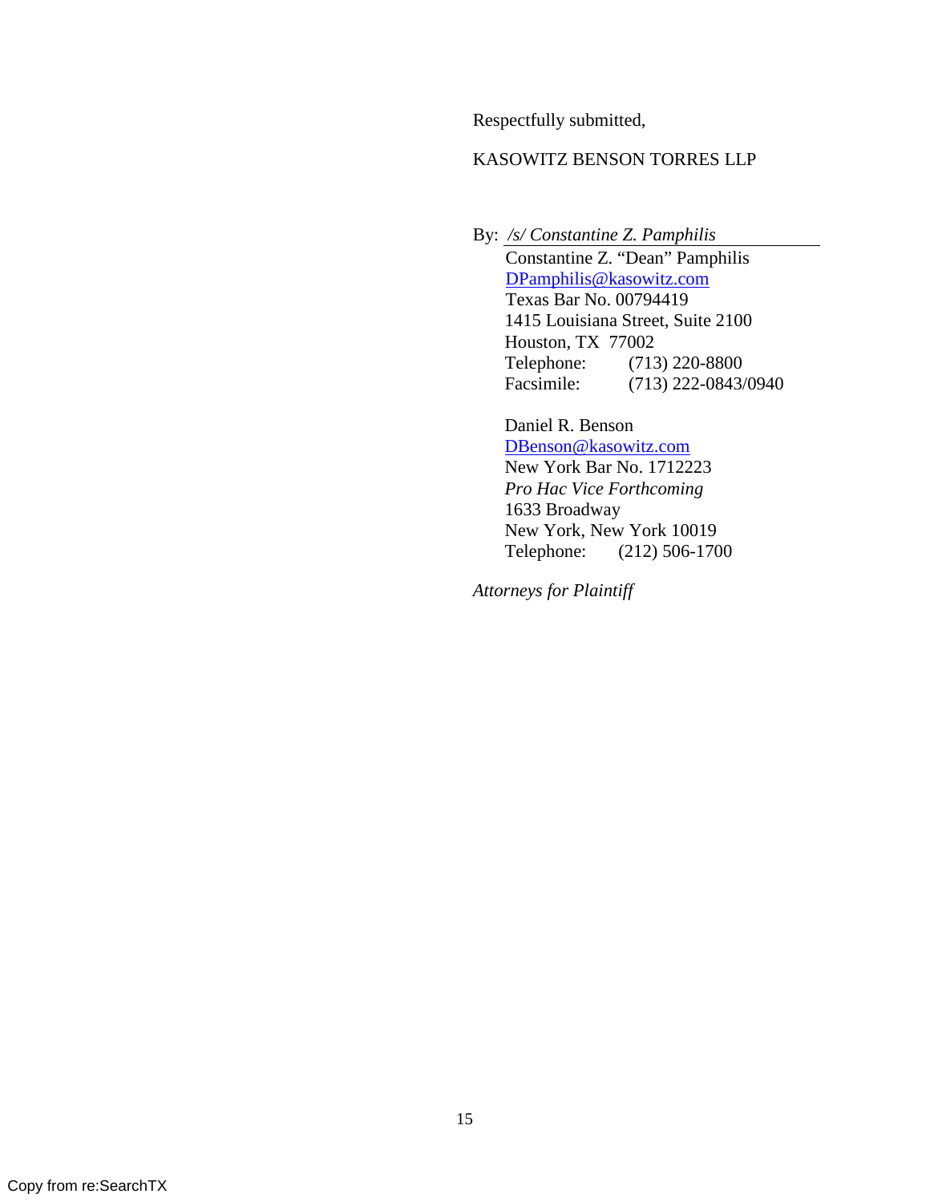Respectfully submitted,

KASOWITZ BENSON TORRES LLP

By: */s/ Constantine Z. Pamphilis*
Constantine Z. "Dean" Pamphilis
DPamphilis@kasowitz.com
Texas Bar No. 00794419
1415 Louisiana Street, Suite 2100
Houston, TX 77002
Telephone: (713) 220-8800
Facsimile: (713) 222-0843/0940

Daniel R. Benson
DBenson@kasowitz.com
New York Bar No. 1712223
*Pro Hac Vice Forthcoming*
1633 Broadway
New York, New York 10019
Telephone: (212) 506-1700

*Attorneys for Plaintiff*

Copy from re:SearchTX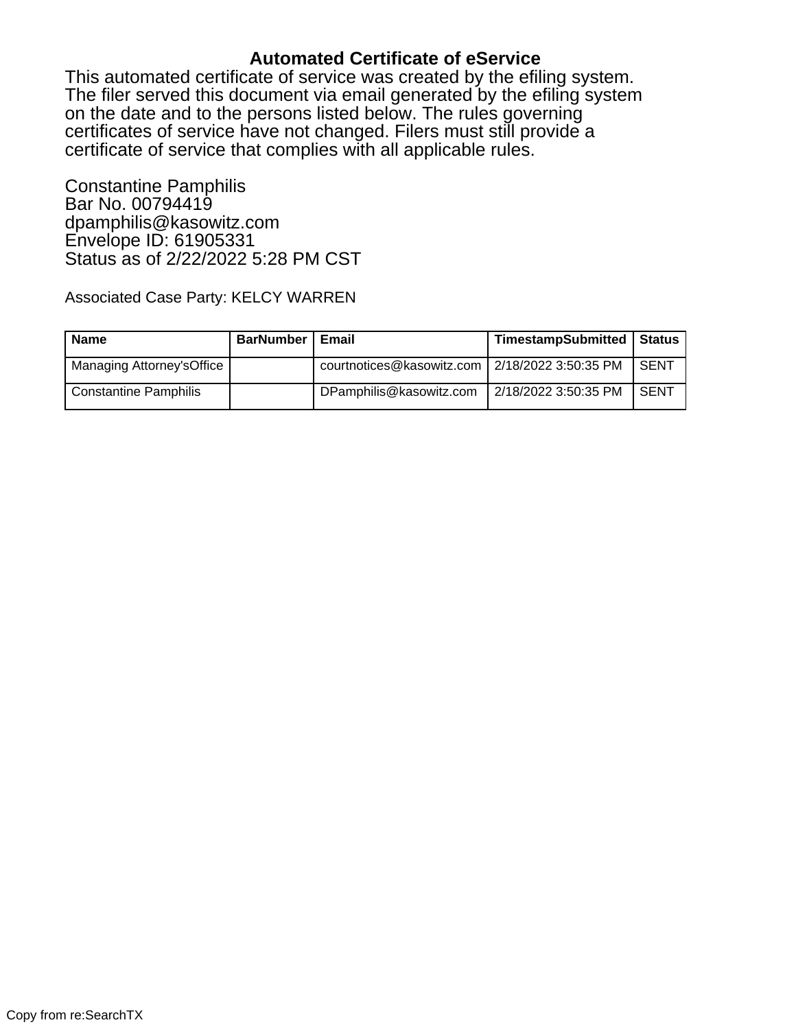**Automated Certificate of eService**

This automated certificate of service was created by the efiling system. The filer served this document via email generated by the efiling system on the date and to the persons listed below. The rules governing certificates of service have not changed. Filers must still provide a certificate of service that complies with all applicable rules.

Constantine Pamphilis
Bar No. 00794419
dpamphilis@kasowitz.com
Envelope ID: 61905331
Status as of 2/22/2022 5:28 PM CST

Associated Case Party: KELCY WARREN

| Name | BarNumber | Email | TimestampSubmitted | Status |
|---|---|---|---|---|
| Managing Attorney'sOffice | | courtnotices@kasowitz.com | 2/18/2022 3:50:35 PM | SENT |
| Constantine Pamphilis | | DPamphilis@kasowitz.com | 2/18/2022 3:50:35 PM | SENT |

Copy from re:SearchTX